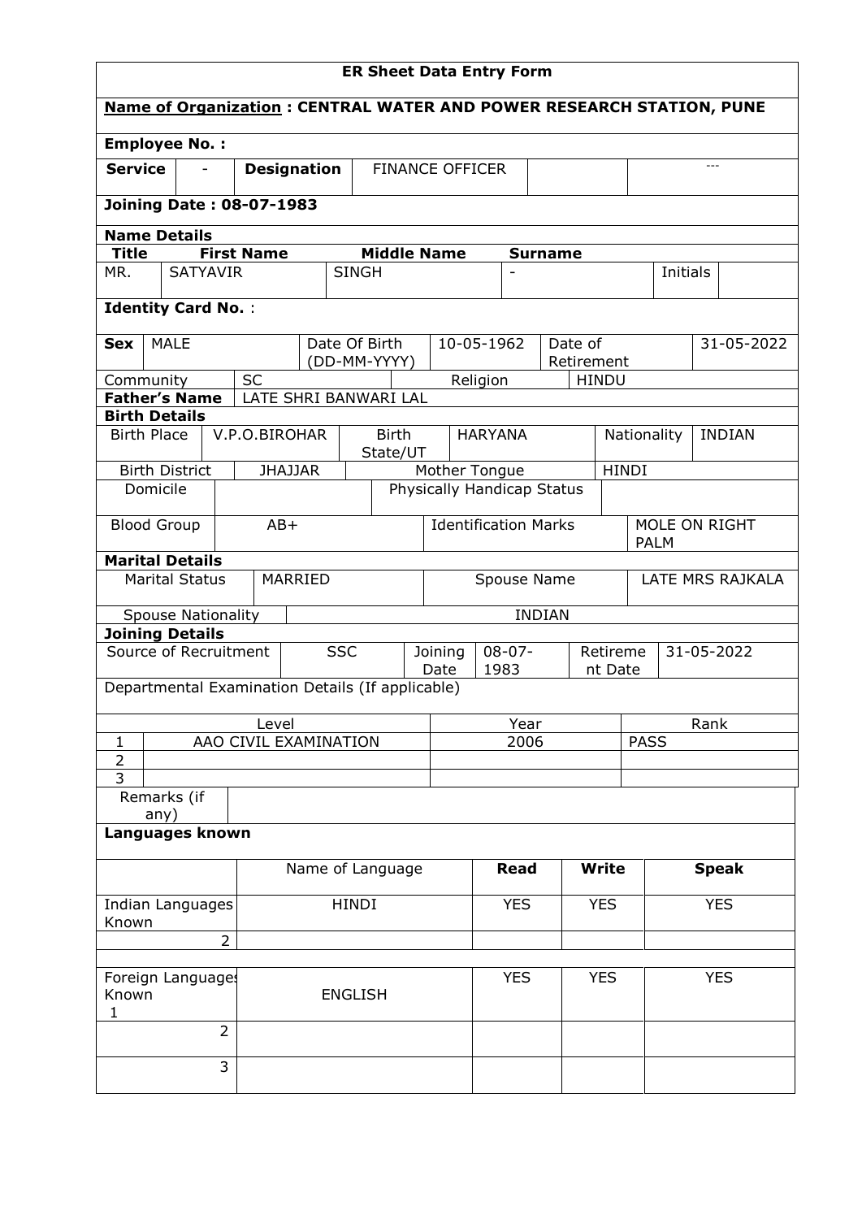# ER Sheet Data Entry Form

**Name of Organization : CENTRAL WATER AND POWER RESEARCH STATION, PUNE**

**Employee No. :**

| **Service** | - | **Designation** | FINANCE OFFICER | | --- |
|---|---|---|---|---|---|

**Joining Date : 08-07-1983**

**Name Details**

| **Title** | **First Name** | **Middle Name** | **Surname** | | |
|---|---|---|---|---|---|
| MR. | SATYAVIR | SINGH | - | Initials | |

**Identity Card No.** :

| **Sex** | MALE | Date Of Birth (DD-MM-YYYY) | 10-05-1962 | Date of Retirement | 31-05-2022 |
|---|---|---|---|---|---|
| Community | SC | | Religion | HINDU | |
| **Father's Name** | LATE SHRI BANWARI LAL | | | | |

**Birth Details**

| Birth Place | V.P.O.BIROHAR | Birth State/UT | HARYANA | Nationality | INDIAN |
|---|---|---|---|---|---|
| Birth District | JHAJJAR | Mother Tongue | HINDI | | |
| Domicile | | Physically Handicap Status | | | |
| Blood Group | AB+ | Identification Marks | MOLE ON RIGHT PALM | | |

**Marital Details**

| Marital Status | MARRIED | Spouse Name | LATE MRS RAJKALA |
|---|---|---|---|
| Spouse Nationality | INDIAN | | |

**Joining Details**

| Source of Recruitment | SSC | Joining Date | 08-07-1983 | Retirement Date | 31-05-2022 |
|---|---|---|---|---|---|

Departmental Examination Details (If applicable)

| | Level | Year | Rank |
|---|---|---|---|
| 1 | AAO CIVIL EXAMINATION | 2006 | PASS |
| 2 | | | |
| 3 | | | |

| Remarks (if any) | |
|---|---|

**Languages known**

| | Name of Language | **Read** | **Write** | **Speak** |
|---|---|---|---|---|
| Indian Languages Known | HINDI | YES | YES | YES |
| 2 | | | | |
| | | | | |
| Foreign Languages Known 1 | ENGLISH | YES | YES | YES |
| 2 | | | | |
| 3 | | | | |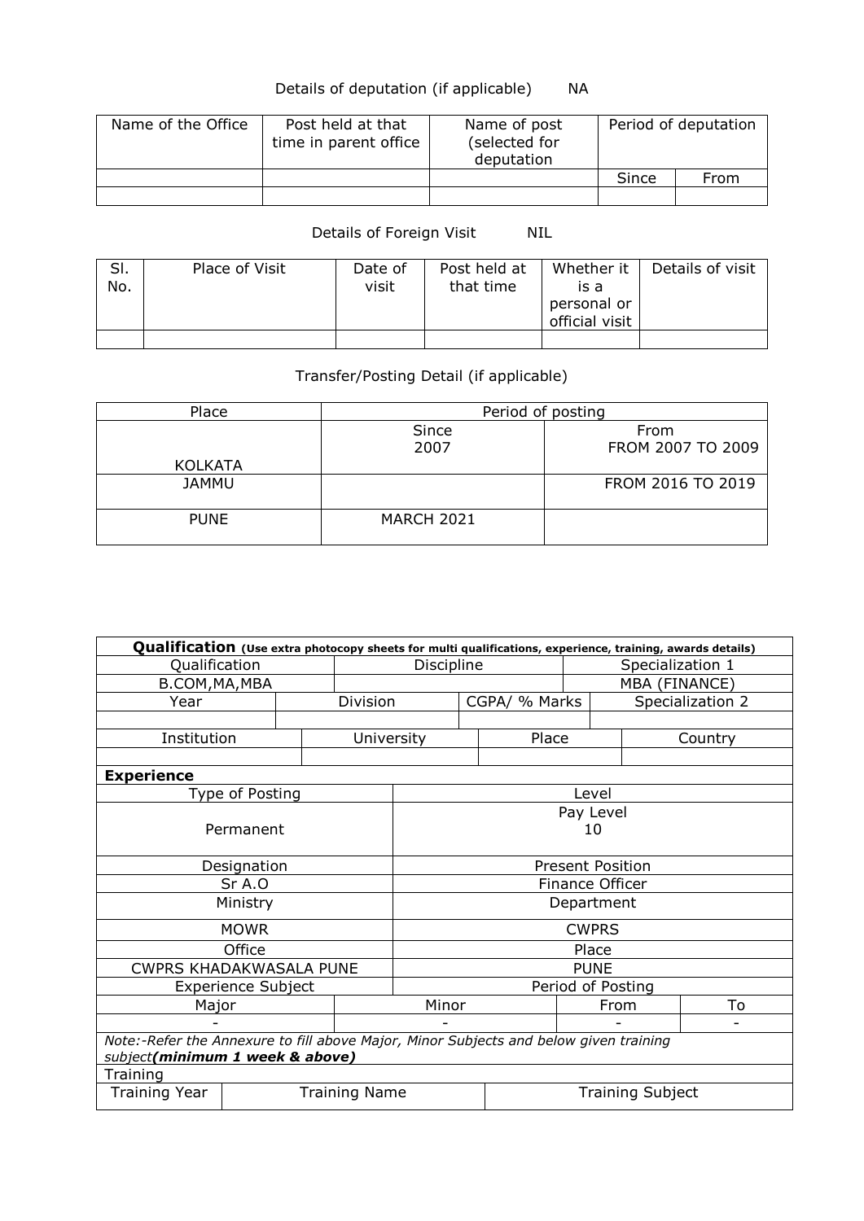Details of deputation (if applicable) NA

| Name of the Office | Post held at that time in parent office | Name of post (selected for deputation | Period of deputation | |
|---|---|---|---|---|
| | | | Since | From |
| | | | | |

Details of Foreign Visit NIL

| Sl. No. | Place of Visit | Date of visit | Post held at that time | Whether it is a personal or official visit | Details of visit |
|---|---|---|---|---|---|
| | | | | | |

Transfer/Posting Detail (if applicable)

| Place | Period of posting | |
|---|---|---|
| | Since | From |
| KOLKATA | 2007 | FROM 2007 TO 2009 |
| JAMMU | | FROM 2016 TO 2019 |
| PUNE | MARCH 2021 | |

| **Qualification** (Use extra photocopy sheets for multi qualifications, experience, training, awards details) | | |
|---|---|---|
| Qualification | Discipline | Specialization 1 |
| B.COM,MA,MBA | | MBA (FINANCE) |

| Year | Division | CGPA/ % Marks | Specialization 2 |
|---|---|---|---|
| | | | |

| Institution | University | Place | Country |
|---|---|---|---|
| | | | |

**Experience**

| Type of Posting | Level |
|---|---|
| Permanent | Pay Level 10 |
| Designation | Present Position |
| Sr A.O | Finance Officer |
| Ministry | Department |
| MOWR | CWPRS |
| Office | Place |
| CWPRS KHADAKWASALA PUNE | PUNE |
| Experience Subject | Period of Posting |

| Major | Minor | From | To |
|---|---|---|---|
| - | - | - | - |

*Note:-Refer the Annexure to fill above Major, Minor Subjects and below given training subject**(minimum 1 week & above)***

Training

| Training Year | Training Name | Training Subject |
|---|---|---|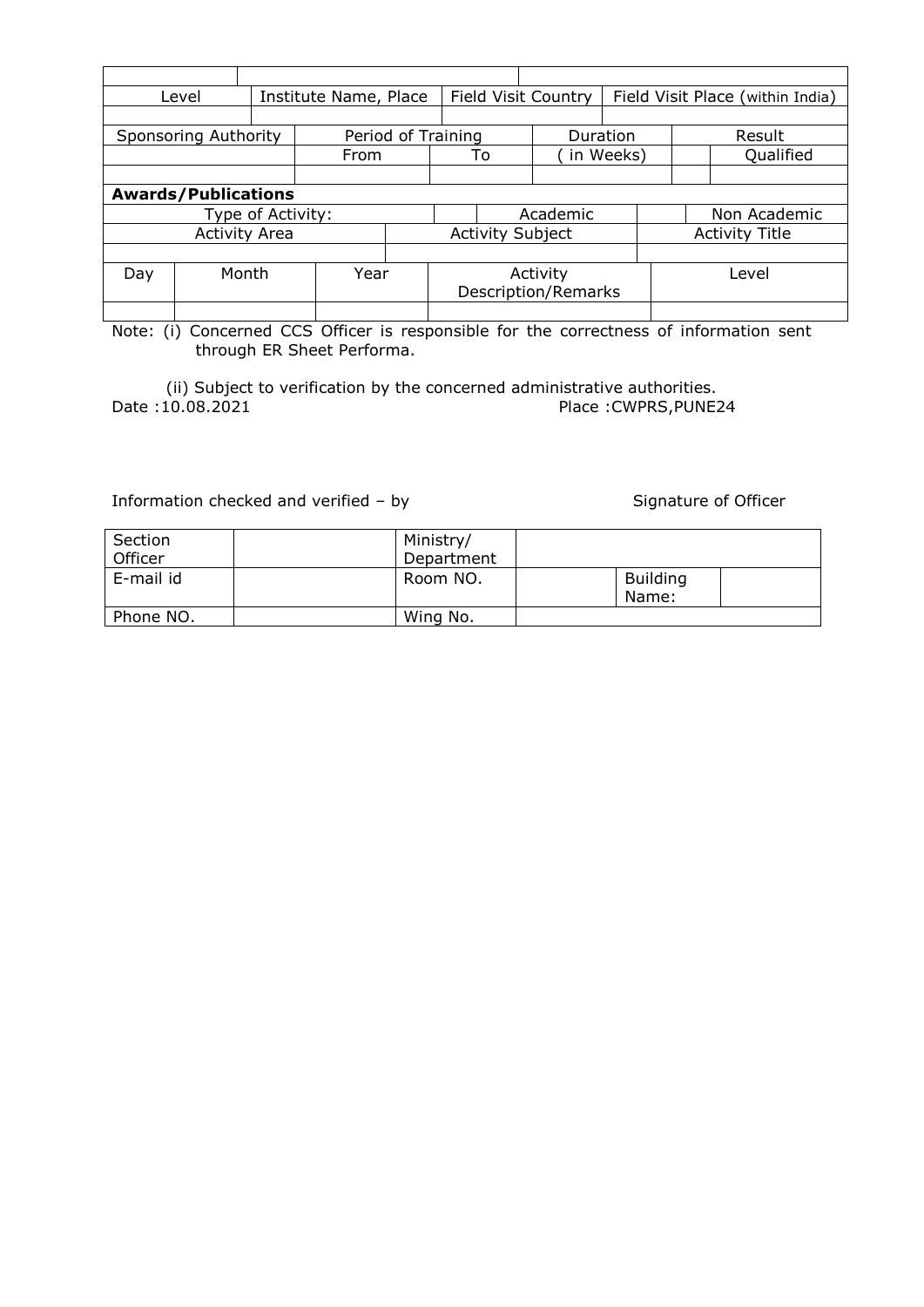| | | | | | | | |
|---|---|---|---|---|---|---|---|
| | | | | | | | |
| Level | Institute Name, Place | | Field Visit Country | | Field Visit Place (within India) | | |
| | | | | | | | |
| Sponsoring Authority | Period of Training | | | Duration | | Result | |
| | From | | To | ( in Weeks) | | | Qualified |
| | | | | | | | |

**Awards/Publications**

| | | | | | |
|---|---|---|---|---|---|
| Type of Activity: | | | Academic | | Non Academic |
| Activity Area | | Activity Subject | | Activity Title | |
| | | | | | |

| Day | Month | Year | Activity Description/Remarks | Level |
|---|---|---|---|---|
| | | | | |

Note: (i) Concerned CCS Officer is responsible for the correctness of information sent through ER Sheet Performa.

(ii) Subject to verification by the concerned administrative authorities.

Date :10.08.2021 Place :CWPRS,PUNE24

Information checked and verified – by Signature of Officer

| | | | | | |
|---|---|---|---|---|---|
| Section Officer | | Ministry/ Department | | | |
| E-mail id | | Room NO. | | Building Name: | |
| Phone NO. | | Wing No. | | | |